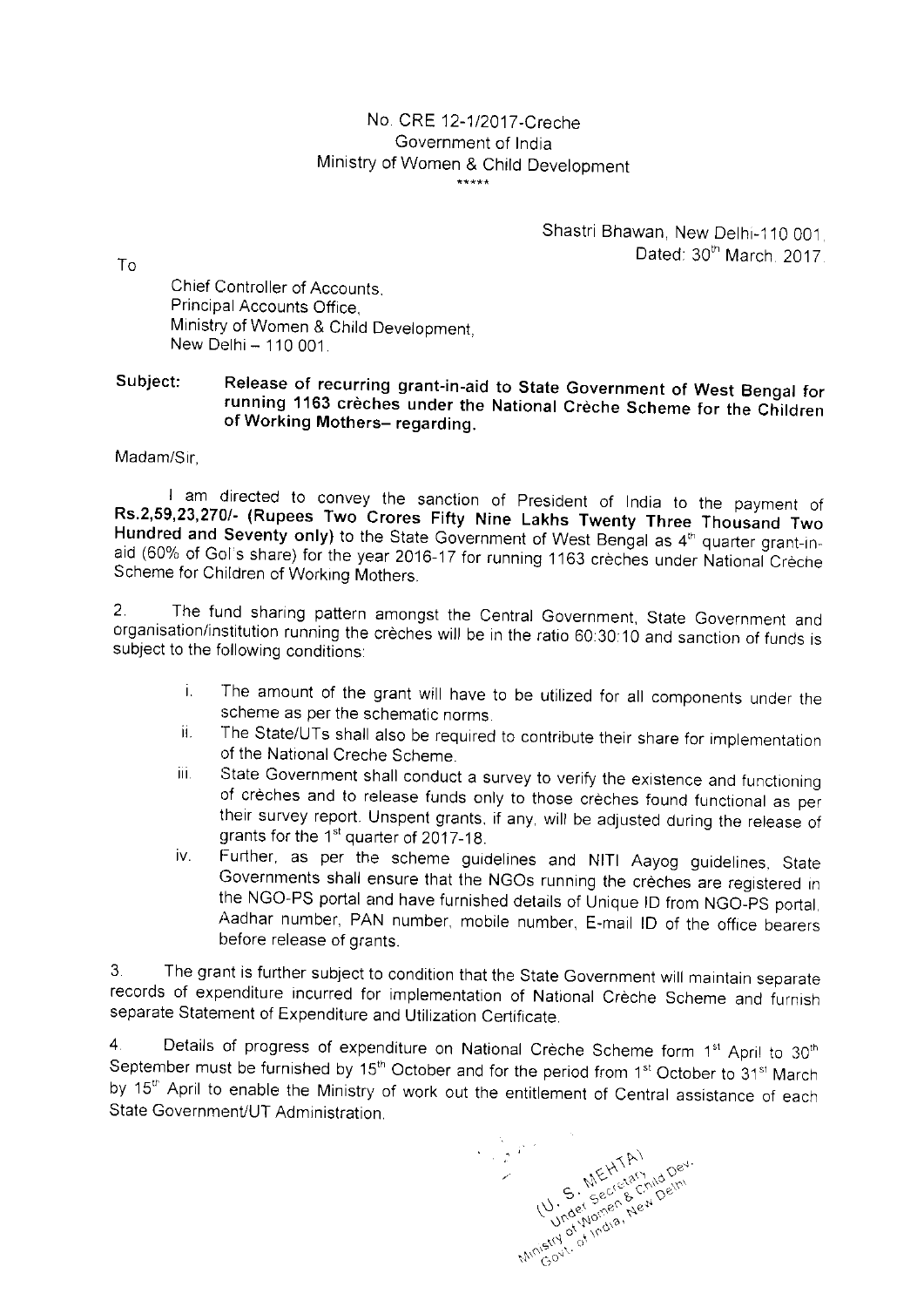No. CRE 12-1/2017-Creche
Government of India
Ministry of Women & Child Development
\*\*\*\*\*

Shastri Bhawan, New Delhi-110 001,
Dated: 30th March, 2017.

To

Chief Controller of Accounts,
Principal Accounts Office,
Ministry of Women & Child Development,
New Delhi – 110 001.

**Subject: Release of recurring grant-in-aid to State Government of West Bengal for running 1163 crèches under the National Crèche Scheme for the Children of Working Mothers– regarding.**

Madam/Sir,

I am directed to convey the sanction of President of India to the payment of **Rs.2,59,23,270/- (Rupees Two Crores Fifty Nine Lakhs Twenty Three Thousand Two Hundred and Seventy only)** to the State Government of West Bengal as 4th quarter grant-in-aid (60% of GoI's share) for the year 2016-17 for running 1163 crèches under National Crèche Scheme for Children of Working Mothers.

2. The fund sharing pattern amongst the Central Government, State Government and organisation/institution running the crèches will be in the ratio 60:30:10 and sanction of funds is subject to the following conditions:

i. The amount of the grant will have to be utilized for all components under the scheme as per the schematic norms.

ii. The State/UTs shall also be required to contribute their share for implementation of the National Creche Scheme.

iii. State Government shall conduct a survey to verify the existence and functioning of crèches and to release funds only to those crèches found functional as per their survey report. Unspent grants, if any, will be adjusted during the release of grants for the 1st quarter of 2017-18.

iv. Further, as per the scheme guidelines and NITI Aayog guidelines, State Governments shall ensure that the NGOs running the crèches are registered in the NGO-PS portal and have furnished details of Unique ID from NGO-PS portal, Aadhar number, PAN number, mobile number, E-mail ID of the office bearers before release of grants.

3. The grant is further subject to condition that the State Government will maintain separate records of expenditure incurred for implementation of National Crèche Scheme and furnish separate Statement of Expenditure and Utilization Certificate.

4. Details of progress of expenditure on National Crèche Scheme form 1st April to 30th September must be furnished by 15th October and for the period from 1st October to 31st March by 15th April to enable the Ministry of work out the entitlement of Central assistance of each State Government/UT Administration.

(U. S. MEHTA)
Under Secretary
Ministry of Women & Child Dev.
Govt. of India, New Delhi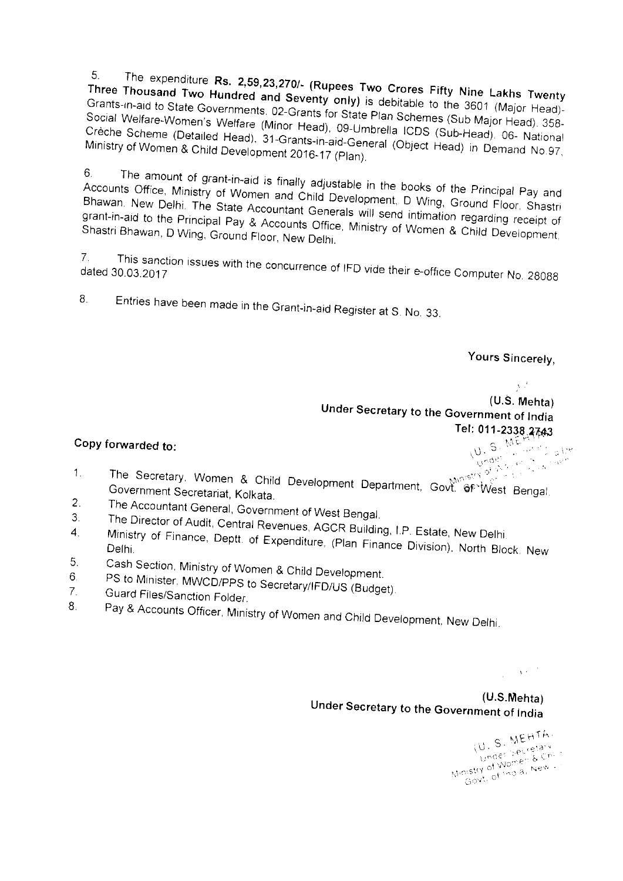5. The expenditure **Rs. 2,59,23,270/- (Rupees Two Crores Fifty Nine Lakhs Twenty Three Thousand Two Hundred and Seventy only)** is debitable to the 3601 (Major Head)-Grants-in-aid to State Governments, 02-Grants for State Plan Schemes (Sub Major Head), 358-Social Welfare-Women's Welfare (Minor Head), 09-Umbrella ICDS (Sub-Head), 06- National Crèche Scheme (Detailed Head), 31-Grants-in-aid-General (Object Head) in Demand No.97, Ministry of Women & Child Development 2016-17 (Plan).

6. The amount of grant-in-aid is finally adjustable in the books of the Principal Pay and Accounts Office, Ministry of Women and Child Development, D Wing, Ground Floor, Shastri Bhawan, New Delhi. The State Accountant Generals will send intimation regarding receipt of grant-in-aid to the Principal Pay & Accounts Office, Ministry of Women & Child Development, Shastri Bhawan, D Wing, Ground Floor, New Delhi.

7. This sanction issues with the concurrence of IFD vide their e-office Computer No. 28088 dated 30.03.2017

8. Entries have been made in the Grant-in-aid Register at S. No. 33.

**Yours Sincerely,**

**(U.S. Mehta)**
**Under Secretary to the Government of India**
**Tel: 011-2338 2743**

**Copy forwarded to:**

1. The Secretary, Women & Child Development Department, Govt. of West Bengal, Government Secretariat, Kolkata.
2. The Accountant General, Government of West Bengal.
3. The Director of Audit, Central Revenues, AGCR Building, I.P. Estate, New Delhi.
4. Ministry of Finance, Deptt. of Expenditure, (Plan Finance Division), North Block, New Delhi.
5. Cash Section, Ministry of Women & Child Development.
6. PS to Minister, MWCD/PPS to Secretary/IFD/US (Budget).
7. Guard Files/Sanction Folder.
8. Pay & Accounts Officer, Ministry of Women and Child Development, New Delhi.

**(U.S.Mehta)**
**Under Secretary to the Government of India**